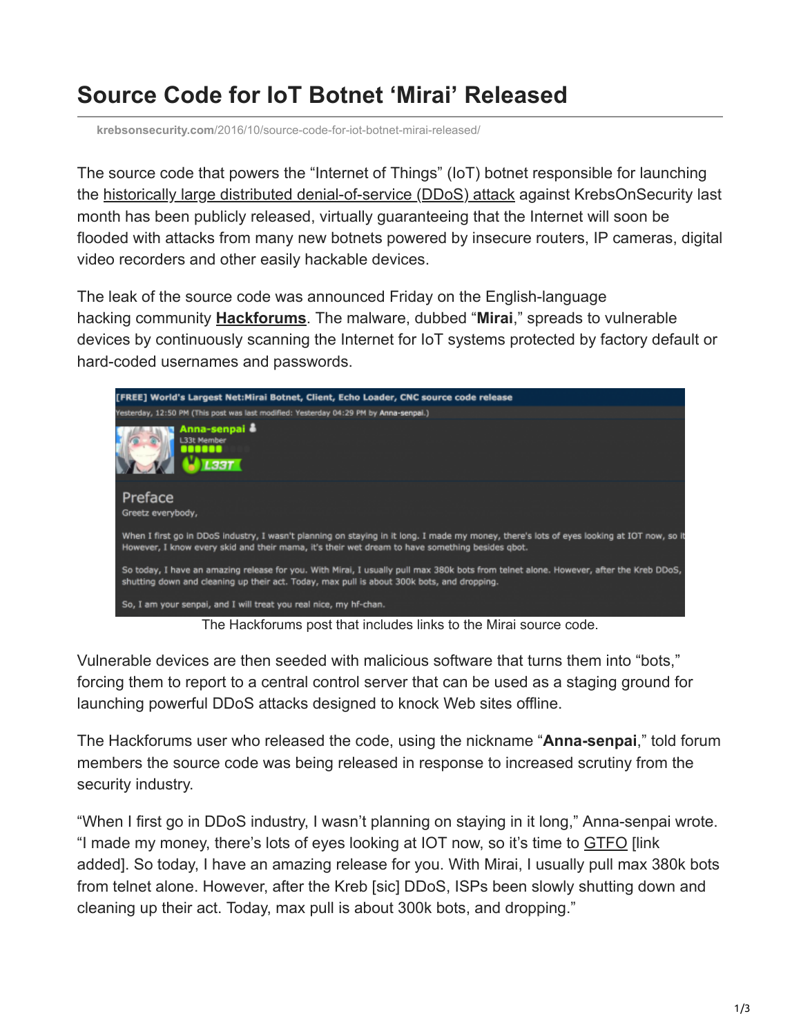# Source Code for IoT Botnet 'Mirai' Released

krebsonsecurity.com/2016/10/source-code-for-iot-botnet-mirai-released/

The source code that powers the "Internet of Things" (IoT) botnet responsible for launching the historically large distributed denial-of-service (DDoS) attack against KrebsOnSecurity last month has been publicly released, virtually guaranteeing that the Internet will soon be flooded with attacks from many new botnets powered by insecure routers, IP cameras, digital video recorders and other easily hackable devices.

The leak of the source code was announced Friday on the English-language hacking community **Hackforums**. The malware, dubbed "**Mirai**," spreads to vulnerable devices by continuously scanning the Internet for IoT systems protected by factory default or hard-coded usernames and passwords.

The Hackforums post that includes links to the Mirai source code.

Vulnerable devices are then seeded with malicious software that turns them into "bots," forcing them to report to a central control server that can be used as a staging ground for launching powerful DDoS attacks designed to knock Web sites offline.

The Hackforums user who released the code, using the nickname "**Anna-senpai**," told forum members the source code was being released in response to increased scrutiny from the security industry.

"When I first go in DDoS industry, I wasn't planning on staying in it long," Anna-senpai wrote. "I made my money, there's lots of eyes looking at IOT now, so it's time to GTFO [link added]. So today, I have an amazing release for you. With Mirai, I usually pull max 380k bots from telnet alone. However, after the Kreb [sic] DDoS, ISPs been slowly shutting down and cleaning up their act. Today, max pull is about 300k bots, and dropping."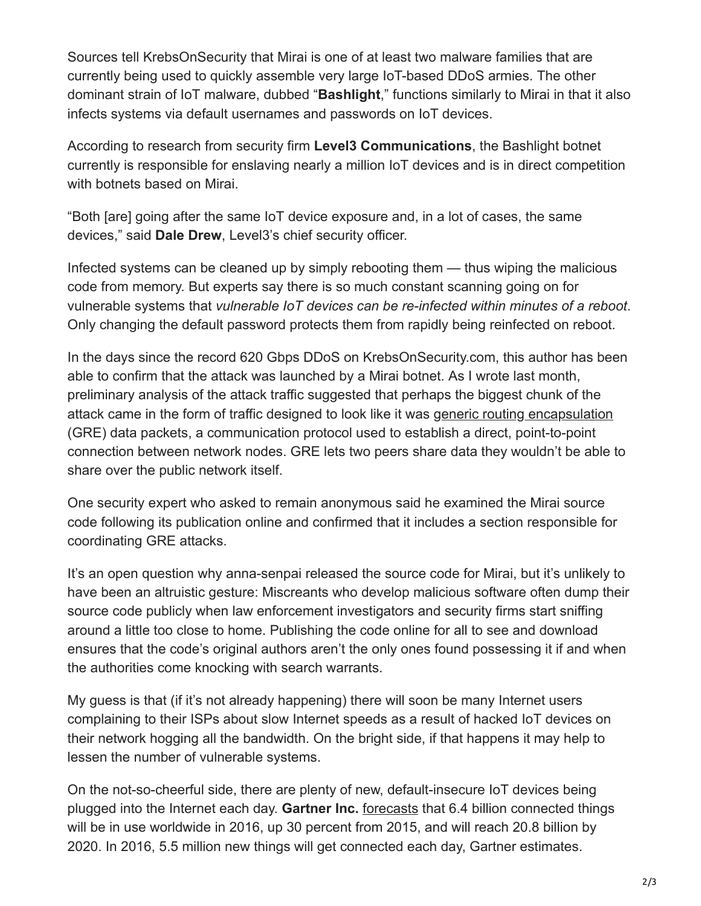Sources tell KrebsOnSecurity that Mirai is one of at least two malware families that are currently being used to quickly assemble very large IoT-based DDoS armies. The other dominant strain of IoT malware, dubbed "**Bashlight**," functions similarly to Mirai in that it also infects systems via default usernames and passwords on IoT devices.

According to research from security firm **Level3 Communications**, the Bashlight botnet currently is responsible for enslaving nearly a million IoT devices and is in direct competition with botnets based on Mirai.

"Both [are] going after the same IoT device exposure and, in a lot of cases, the same devices," said **Dale Drew**, Level3's chief security officer.

Infected systems can be cleaned up by simply rebooting them — thus wiping the malicious code from memory. But experts say there is so much constant scanning going on for vulnerable systems that *vulnerable IoT devices can be re-infected within minutes of a reboot*. Only changing the default password protects them from rapidly being reinfected on reboot.

In the days since the record 620 Gbps DDoS on KrebsOnSecurity.com, this author has been able to confirm that the attack was launched by a Mirai botnet. As I wrote last month, preliminary analysis of the attack traffic suggested that perhaps the biggest chunk of the attack came in the form of traffic designed to look like it was generic routing encapsulation (GRE) data packets, a communication protocol used to establish a direct, point-to-point connection between network nodes. GRE lets two peers share data they wouldn't be able to share over the public network itself.

One security expert who asked to remain anonymous said he examined the Mirai source code following its publication online and confirmed that it includes a section responsible for coordinating GRE attacks.

It's an open question why anna-senpai released the source code for Mirai, but it's unlikely to have been an altruistic gesture: Miscreants who develop malicious software often dump their source code publicly when law enforcement investigators and security firms start sniffing around a little too close to home. Publishing the code online for all to see and download ensures that the code's original authors aren't the only ones found possessing it if and when the authorities come knocking with search warrants.

My guess is that (if it's not already happening) there will soon be many Internet users complaining to their ISPs about slow Internet speeds as a result of hacked IoT devices on their network hogging all the bandwidth. On the bright side, if that happens it may help to lessen the number of vulnerable systems.

On the not-so-cheerful side, there are plenty of new, default-insecure IoT devices being plugged into the Internet each day. **Gartner Inc.** forecasts that 6.4 billion connected things will be in use worldwide in 2016, up 30 percent from 2015, and will reach 20.8 billion by 2020. In 2016, 5.5 million new things will get connected each day, Gartner estimates.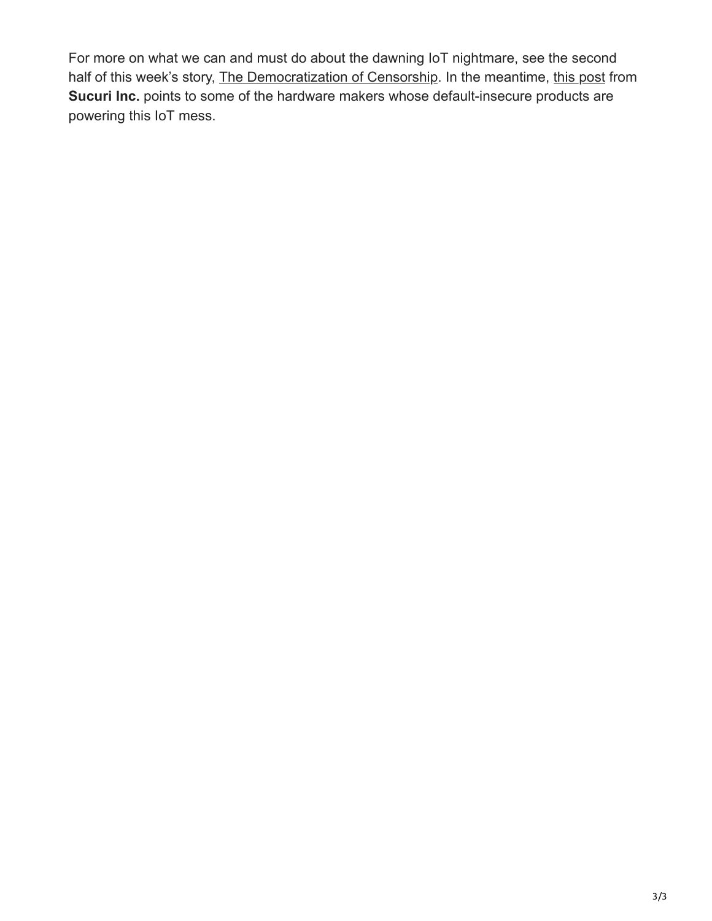For more on what we can and must do about the dawning IoT nightmare, see the second half of this week's story, The Democratization of Censorship. In the meantime, this post from **Sucuri Inc.** points to some of the hardware makers whose default-insecure products are powering this IoT mess.